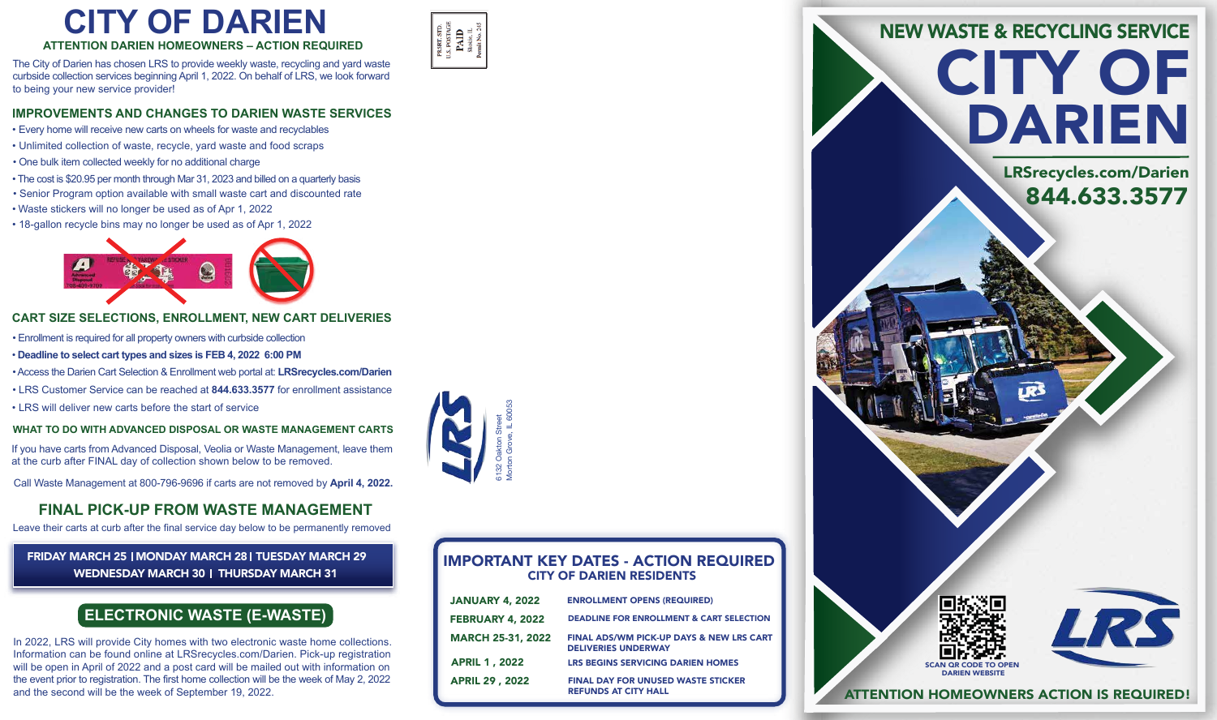# CITY OF DARIEN

### ATTENTION DARIEN HOMEOWNERS – ACTION REQUIRED

The City of Darien has chosen LRS to provide weekly waste, recycling and yard waste curbside collection services beginning April 1, 2022. On behalf of LRS, we look forward to being your new service provider!

## IMPROVEMENTS AND CHANGES TO DARIEN WASTE SERVICES

- Every home will receive new carts on wheels for waste and recyclables
- Unlimited collection of waste, recycle, yard waste and food scraps
- One bulk item collected weekly for no additional charge
- The cost is $20.95 per month through Mar 31, 2023 and billed on a quarterly basis
- Senior Program option available with small waste cart and discounted rate
- Waste stickers will no longer be used as of Apr 1, 2022
- 18-gallon recycle bins may no longer be used as of Apr 1, 2022

## CART SIZE SELECTIONS, ENROLLMENT, NEW CART DELIVERIES

- Enrollment is required for all property owners with curbside collection
- **Deadline to select cart types and sizes is FEB 4, 2022 6:00 PM**
- Access the Darien Cart Selection & Enrollment web portal at: **LRSrecycles.com/Darien**
- LRS Customer Service can be reached at **844.633.3577** for enrollment assistance
- LRS will deliver new carts before the start of service

### WHAT TO DO WITH ADVANCED DISPOSAL OR WASTE MANAGEMENT CARTS

If you have carts from Advanced Disposal, Veolia or Waste Management, leave them at the curb after FINAL day of collection shown below to be removed.

Call Waste Management at 800-796-9696 if carts are not removed by **April 4, 2022.**

## FINAL PICK-UP FROM WASTE MANAGEMENT

Leave their carts at curb after the final service day below to be permanently removed

**FRIDAY MARCH 25 | MONDAY MARCH 28 | TUESDAY MARCH 29 | WEDNESDAY MARCH 30 | THURSDAY MARCH 31**

## ELECTRONIC WASTE (E-WASTE)

In 2022, LRS will provide City homes with two electronic waste home collections. Information can be found online at LRSrecycles.com/Darien. Pick-up registration will be open in April of 2022 and a post card will be mailed out with information on the event prior to registration. The first home collection will be the week of May 2, 2022 and the second will be the week of September 19, 2022.

PRSRT. STD.
U.S. POSTAGE
PAID
Skokie, IL
Permit No. 245

LRS
6132 Oakton Street
Morton Grove, IL 60053

## IMPORTANT KEY DATES - ACTION REQUIRED

### CITY OF DARIEN RESIDENTS

| Date | Event |
|---|---|
| JANUARY 4, 2022 | ENROLLMENT OPENS (REQUIRED) |
| FEBRUARY 4, 2022 | DEADLINE FOR ENROLLMENT & CART SELECTION |
| MARCH 25-31, 2022 | FINAL ADS/WM PICK-UP DAYS & NEW LRS CART DELIVERIES UNDERWAY |
| APRIL 1 , 2022 | LRS BEGINS SERVICING DARIEN HOMES |
| APRIL 29 , 2022 | FINAL DAY FOR UNUSED WASTE STICKER REFUNDS AT CITY HALL |

## NEW WASTE & RECYCLING SERVICE

# CITY OF DARIEN

**LRSrecycles.com/Darien**

**844.633.3577**

SCAN QR CODE TO OPEN DARIEN WEBSITE

LRS

**ATTENTION HOMEOWNERS ACTION IS REQUIRED!**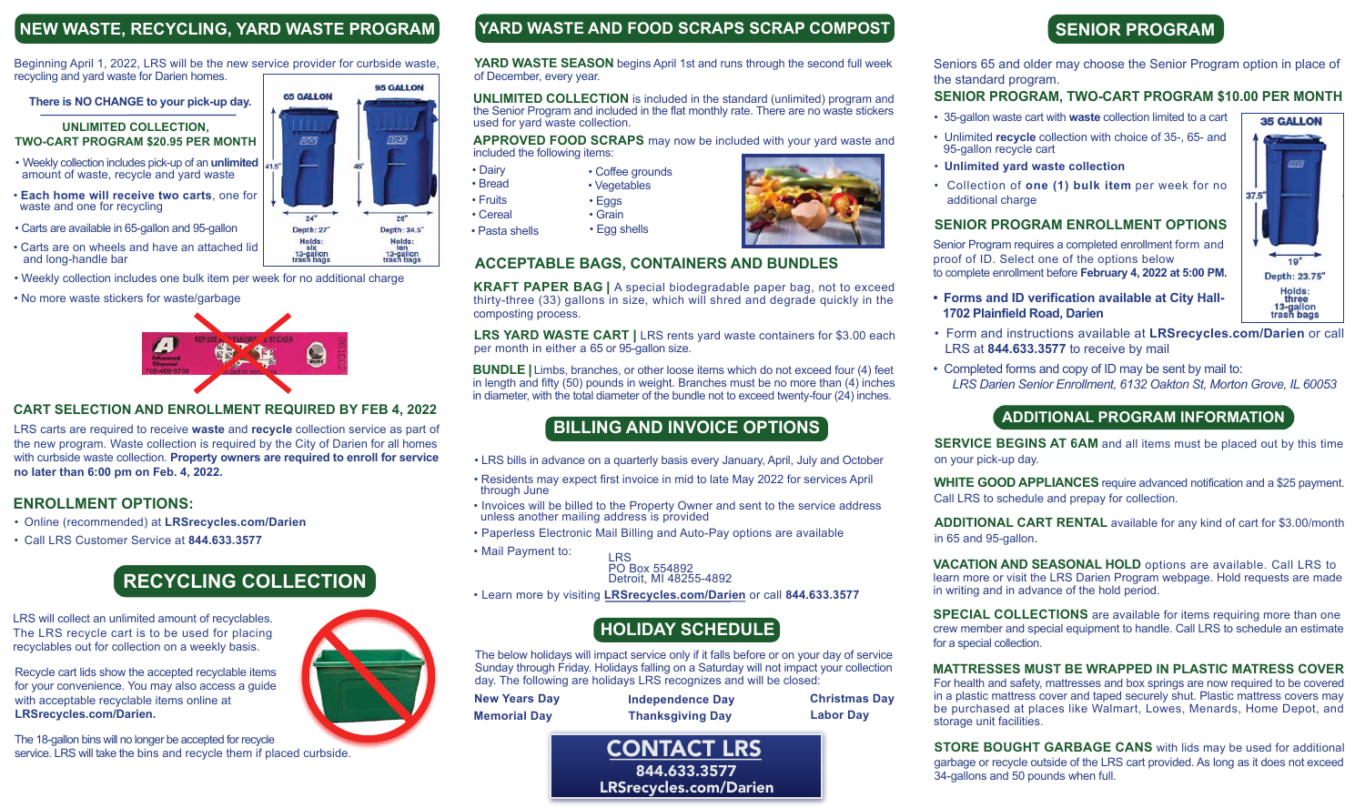## NEW WASTE, RECYCLING, YARD WASTE PROGRAM

Beginning April 1, 2022, LRS will be the new service provider for curbside waste, recycling and yard waste for Darien homes.

**There is NO CHANGE to your pick-up day.**

**UNLIMITED COLLECTION, TWO-CART PROGRAM $20.95 PER MONTH**

- Weekly collection includes pick-up of an **unlimited** amount of waste, recycle and yard waste
- **Each home will receive two carts**, one for waste and one for recycling
- Carts are available in 65-gallon and 95-gallon
- Carts are on wheels and have an attached lid and long-handle bar
- Weekly collection includes one bulk item per week for no additional charge
- No more waste stickers for waste/garbage

65 GALLON
41.5"
24"
Depth: 27"
Holds: six 13-gallon trash bags

95 GALLON
45"
26"
Depth: 34.5"
Holds: ten 13-gallon trash bags

### CART SELECTION AND ENROLLMENT REQUIRED BY FEB 4, 2022

LRS carts are required to receive **waste** and **recycle** collection service as part of the new program. Waste collection is required by the City of Darien for all homes with curbside waste collection. **Property owners are required to enroll for service no later than 6:00 pm on Feb. 4, 2022.**

### ENROLLMENT OPTIONS:

- Online (recommended) at **LRSrecycles.com/Darien**
- Call LRS Customer Service at **844.633.3577**

## RECYCLING COLLECTION

LRS will collect an unlimited amount of recyclables. The LRS recycle cart is to be used for placing recyclables out for collection on a weekly basis.

Recycle cart lids show the accepted recyclable items for your convenience. You may also access a guide with acceptable recyclable items online at **LRSrecycles.com/Darien.**

The 18-gallon bins will no longer be accepted for recycle service. LRS will take the bins and recycle them if placed curbside.

## YARD WASTE AND FOOD SCRAPS SCRAP COMPOST

**YARD WASTE SEASON** begins April 1st and runs through the second full week of December, every year.

**UNLIMITED COLLECTION** is included in the standard (unlimited) program and the Senior Program and included in the flat monthly rate. There are no waste stickers used for yard waste collection.

**APPROVED FOOD SCRAPS** may now be included with your yard waste and included the following items:

- Dairy
- Bread
- Fruits
- Cereal
- Pasta shells
- Coffee grounds
- Vegetables
- Eggs
- Grain
- Egg shells

### ACCEPTABLE BAGS, CONTAINERS AND BUNDLES

**KRAFT PAPER BAG |** A special biodegradable paper bag, not to exceed thirty-three (33) gallons in size, which will shred and degrade quickly in the composting process.

**LRS YARD WASTE CART |** LRS rents yard waste containers for $3.00 each per month in either a 65 or 95-gallon size.

**BUNDLE |** Limbs, branches, or other loose items which do not exceed four (4) feet in length and fifty (50) pounds in weight. Branches must be no more than four (4) inches in diameter, with the total diameter of the bundle not to exceed twenty-four (24) inches.

## BILLING AND INVOICE OPTIONS

- LRS bills in advance on a quarterly basis every January, April, July and October
- Residents may expect first invoice in mid to late May 2022 for services April through June
- Invoices will be billed to the Property Owner and sent to the service address unless another mailing address is provided
- Paperless Electronic Mail Billing and Auto-Pay options are available
- Mail Payment to: LRS, PO Box 554892, Detroit, MI 48255-4892
- Learn more by visiting **LRSrecycles.com/Darien** or call **844.633.3577**

## HOLIDAY SCHEDULE

The below holidays will impact service only if it falls before or on your day of service Sunday through Friday. Holidays falling on a Saturday will not impact your collection day. The following are holidays LRS recognizes and will be closed:

**New Years Day** — **Independence Day** — **Christmas Day**
**Memorial Day** — **Thanksgiving Day** — **Labor Day**

**CONTACT LRS**
**844.633.3577**
**LRSrecycles.com/Darien**

## SENIOR PROGRAM

Seniors 65 and older may choose the Senior Program option in place of the standard program.

**SENIOR PROGRAM, TWO-CART PROGRAM $10.00 PER MONTH**

- 35-gallon waste cart with **waste** collection limited to a cart
- Unlimited **recycle** collection with choice of 35-, 65- and 95-gallon recycle cart
- **Unlimited yard waste collection**
- Collection of **one (1) bulk item** per week for no additional charge

35 GALLON
37.5"
19"
Depth: 23.75"
Holds: three 13-gallon trash bags

### SENIOR PROGRAM ENROLLMENT OPTIONS

Senior Program requires a completed enrollment form and proof of ID. Select one of the options below to complete enrollment before **February 4, 2022 at 5:00 PM.**

- **Forms and ID verification available at City Hall- 1702 Plainfield Road, Darien**
- Form and instructions available at **LRSrecycles.com/Darien** or call LRS at **844.633.3577** to receive by mail
- Completed forms and copy of ID may be sent by mail to: *LRS Darien Senior Enrollment, 6132 Oakton St, Morton Grove, IL 60053*

## ADDITIONAL PROGRAM INFORMATION

**SERVICE BEGINS AT 6AM** and all items must be placed out by this time on your pick-up day.

**WHITE GOOD APPLIANCES** require advanced notification and a $25 payment. Call LRS to schedule and prepay for collection.

**ADDITIONAL CART RENTAL** available for any kind of cart for $3.00/month in 65 and 95-gallon.

**VACATION AND SEASONAL HOLD** options are available. Call LRS to learn more or visit the LRS Darien Program webpage. Hold requests are made in writing and in advance of the hold period.

**SPECIAL COLLECTIONS** are available for items requiring more than one crew member and special equipment to handle. Call LRS to schedule an estimate for a special collection.

**MATTRESSES MUST BE WRAPPED IN PLASTIC MATRESS COVER**
For health and safety, mattresses and box springs are now required to be covered in a plastic mattress cover and taped securely shut. Plastic mattress covers may be purchased at places like Walmart, Lowes, Menards, Home Depot, and storage unit facilities.

**STORE BOUGHT GARBAGE CANS** with lids may be used for additional garbage or recycle outside of the LRS cart provided. As long as it does not exceed 34-gallons and 50 pounds when full.